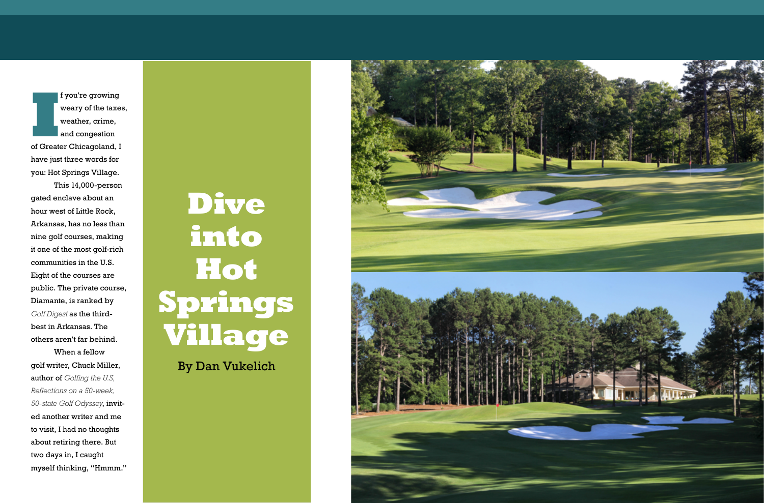# Dive into Hot Springs Village

By Dan Vukelich

If you're growing weary of the taxes, weather, crime, and congestion of Greater Chicagoland, I have just three words for you: Hot Springs Village.

This 14,000-person gated enclave about an hour west of Little Rock, Arkansas, has no less than nine golf courses, making it one of the most golf-rich communities in the U.S. Eight of the courses are public. The private course, Diamante, is ranked by *Golf Digest* as the third-best in Arkansas. The others aren't far behind.

When a fellow golf writer, Chuck Miller, author of *Golfing the U.S, Reflections on a 50-week, 50-state Golf Odyssey*, invited another writer and me to visit, I had no thoughts about retiring there. But two days in, I caught myself thinking, "Hmmm."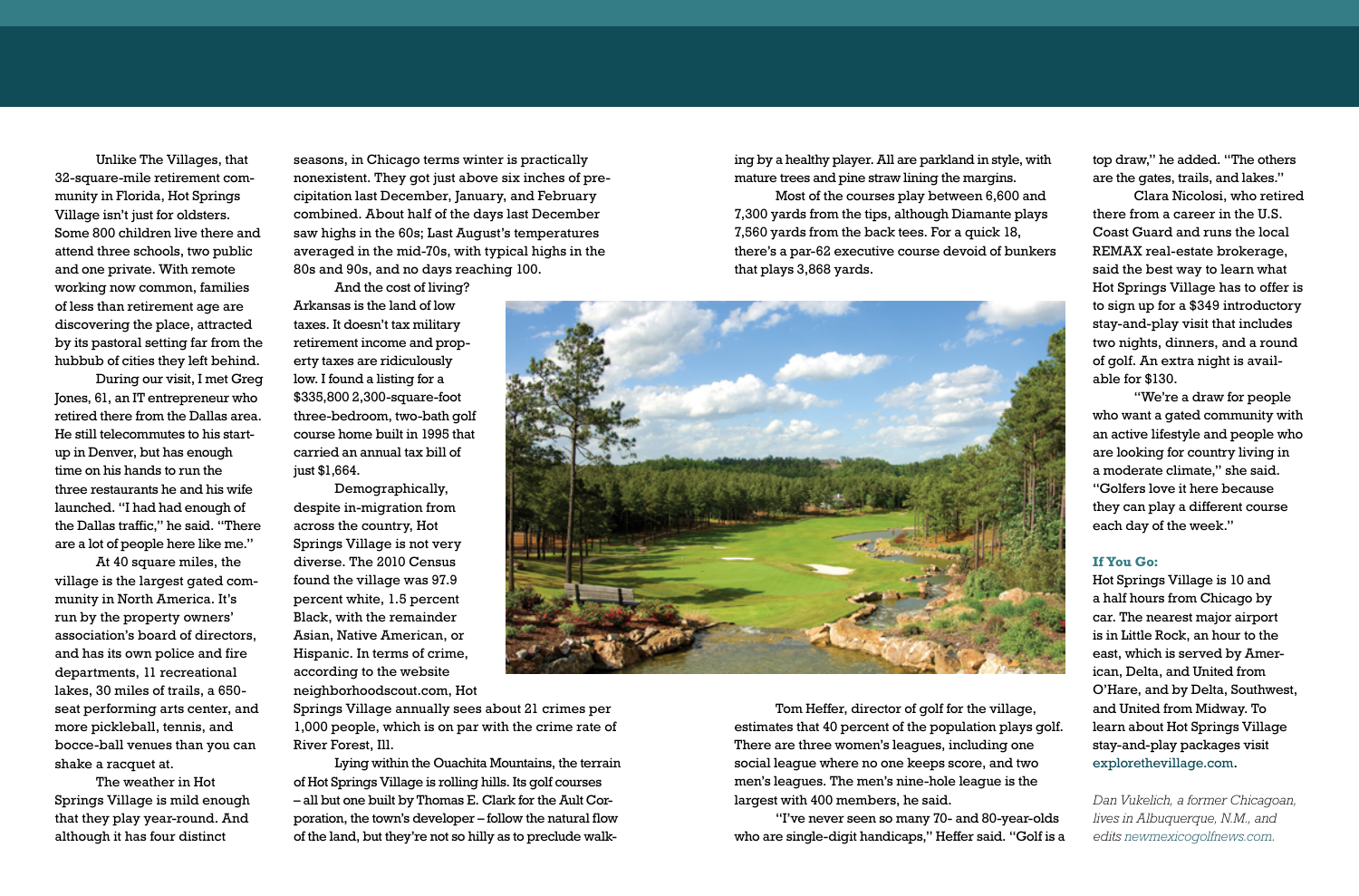Unlike The Villages, that 32-square-mile retirement community in Florida, Hot Springs Village isn't just for oldsters. Some 800 children live there and attend three schools, two public and one private. With remote working now common, families of less than retirement age are discovering the place, attracted by its pastoral setting far from the hubbub of cities they left behind.

During our visit, I met Greg Jones, 61, an IT entrepreneur who retired there from the Dallas area. He still telecommutes to his start-up in Denver, but has enough time on his hands to run the three restaurants he and his wife launched. "I had had enough of the Dallas traffic," he said. "There are a lot of people here like me."

At 40 square miles, the village is the largest gated community in North America. It's run by the property owners' association's board of directors, and has its own police and fire departments, 11 recreational lakes, 30 miles of trails, a 650-seat performing arts center, and more pickleball, tennis, and bocce-ball venues than you can shake a racquet at.

The weather in Hot Springs Village is mild enough that they play year-round. And although it has four distinct seasons, in Chicago terms winter is practically nonexistent. They got just above six inches of precipitation last December, January, and February combined. About half of the days last December saw highs in the 60s; Last August's temperatures averaged in the mid-70s, with typical highs in the 80s and 90s, and no days reaching 100.

And the cost of living? Arkansas is the land of low taxes. It doesn't tax military retirement income and property taxes are ridiculously low. I found a listing for a $335,800 2,300-square-foot three-bedroom, two-bath golf course home built in 1995 that carried an annual tax bill of just $1,664.

Demographically, despite in-migration from across the country, Hot Springs Village is not very diverse. The 2010 Census found the village was 97.9 percent white, 1.5 percent Black, with the remainder Asian, Native American, or Hispanic. In terms of crime, according to the website neighborhoodscout.com, Hot Springs Village annually sees about 21 crimes per 1,000 people, which is on par with the crime rate of River Forest, Ill.

Lying within the Ouachita Mountains, the terrain of Hot Springs Village is rolling hills. Its golf courses – all but one built by Thomas E. Clark for the Ault Corporation, the town's developer – follow the natural flow of the land, but they're not so hilly as to preclude walking by a healthy player. All are parkland in style, with mature trees and pine straw lining the margins.

Most of the courses play between 6,600 and 7,300 yards from the tips, although Diamante plays 7,560 yards from the back tees. For a quick 18, there's a par-62 executive course devoid of bunkers that plays 3,868 yards.

Tom Heffer, director of golf for the village, estimates that 40 percent of the population plays golf. There are three women's leagues, including one social league where no one keeps score, and two men's leagues. The men's nine-hole league is the largest with 400 members, he said.

"I've never seen so many 70- and 80-year-olds who are single-digit handicaps," Heffer said. "Golf is a top draw," he added. "The others are the gates, trails, and lakes."

Clara Nicolosi, who retired there from a career in the U.S. Coast Guard and runs the local REMAX real-estate brokerage, said the best way to learn what Hot Springs Village has to offer is to sign up for a $349 introductory stay-and-play visit that includes two nights, dinners, and a round of golf. An extra night is available for $130.

"We're a draw for people who want a gated community with an active lifestyle and people who are looking for country living in a moderate climate," she said. "Golfers love it here because they can play a different course each day of the week."

**If You Go:**

Hot Springs Village is 10 and a half hours from Chicago by car. The nearest major airport is in Little Rock, an hour to the east, which is served by American, Delta, and United from O'Hare, and by Delta, Southwest, and United from Midway. To learn about Hot Springs Village stay-and-play packages visit explorethevillage.com.

*Dan Vukelich, a former Chicagoan, lives in Albuquerque, N.M., and edits newmexicogolfnews.com.*